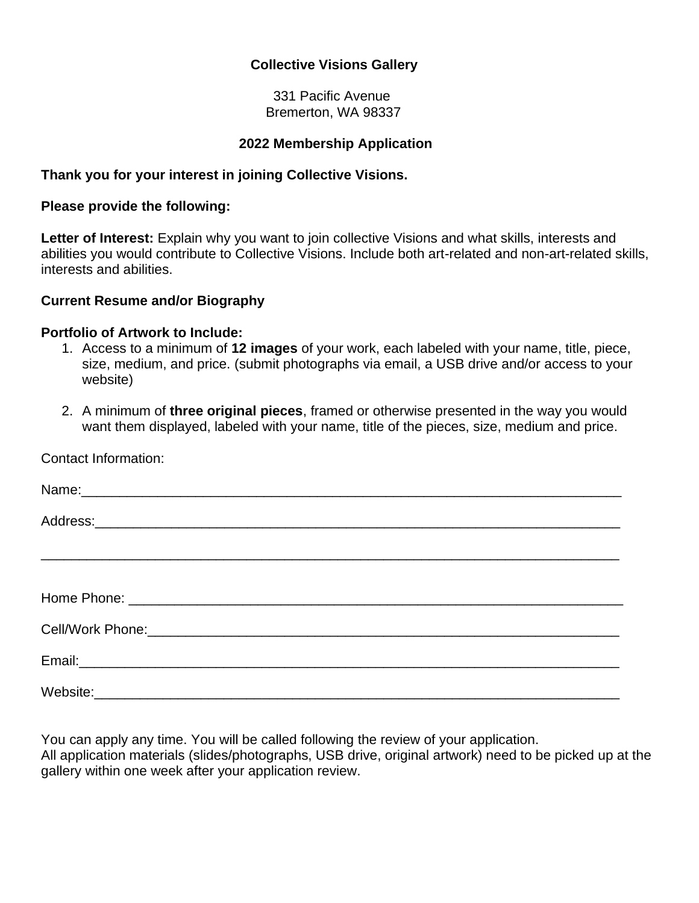**Collective Visions Gallery**

331 Pacific Avenue
Bremerton, WA 98337

**2022 Membership Application**

**Thank you for your interest in joining Collective Visions.**

**Please provide the following:**

**Letter of Interest:** Explain why you want to join collective Visions and what skills, interests and abilities you would contribute to Collective Visions. Include both art-related and non-art-related skills, interests and abilities.

**Current Resume and/or Biography**

**Portfolio of Artwork to Include:**

1. Access to a minimum of **12 images** of your work, each labeled with your name, title, piece, size, medium, and price. (submit photographs via email, a USB drive and/or access to your website)

2. A minimum of **three original pieces**, framed or otherwise presented in the way you would want them displayed, labeled with your name, title of the pieces, size, medium and price.

Contact Information:

Name:_______________________________________________________________________

Address:_____________________________________________________________________

_____________________________________________________________________________

Home Phone: _________________________________________________________________

Cell/Work Phone:______________________________________________________________

Email:_______________________________________________________________________

Website:_____________________________________________________________________

You can apply any time. You will be called following the review of your application.
All application materials (slides/photographs, USB drive, original artwork) need to be picked up at the gallery within one week after your application review.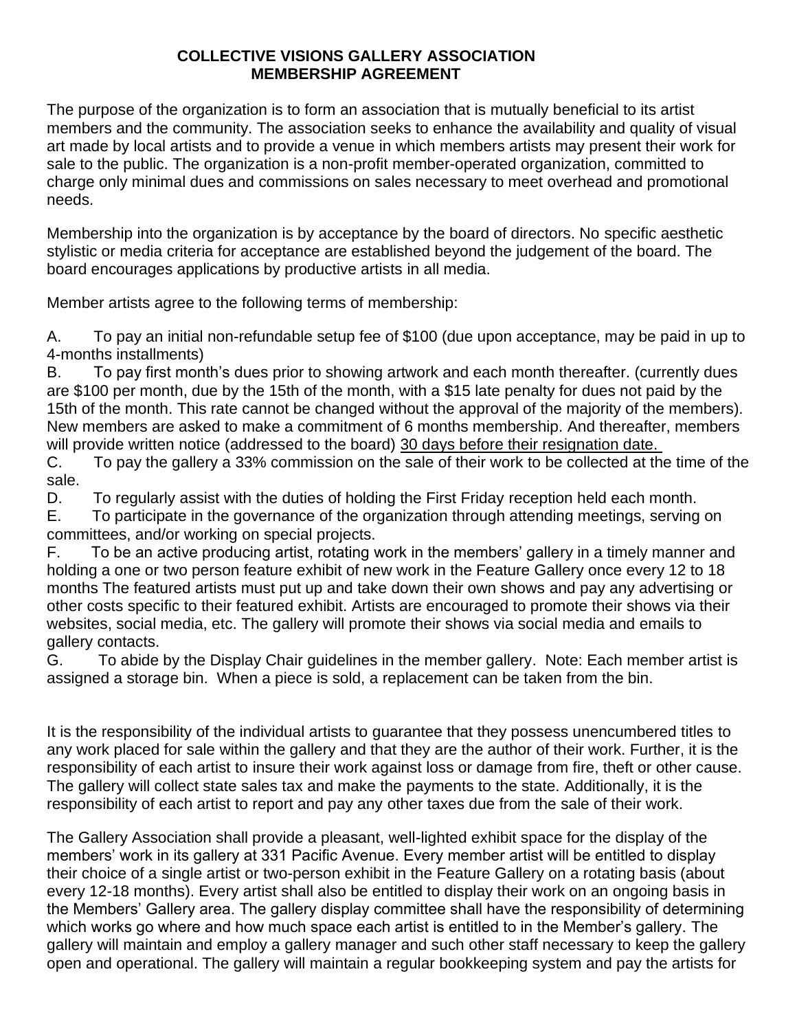**COLLECTIVE VISIONS GALLERY ASSOCIATION**
**MEMBERSHIP AGREEMENT**

The purpose of the organization is to form an association that is mutually beneficial to its artist members and the community. The association seeks to enhance the availability and quality of visual art made by local artists and to provide a venue in which members artists may present their work for sale to the public. The organization is a non-profit member-operated organization, committed to charge only minimal dues and commissions on sales necessary to meet overhead and promotional needs.

Membership into the organization is by acceptance by the board of directors. No specific aesthetic stylistic or media criteria for acceptance are established beyond the judgement of the board. The board encourages applications by productive artists in all media.

Member artists agree to the following terms of membership:

A. To pay an initial non-refundable setup fee of $100 (due upon acceptance, may be paid in up to 4-months installments)
B. To pay first month's dues prior to showing artwork and each month thereafter. (currently dues are $100 per month, due by the 15th of the month, with a $15 late penalty for dues not paid by the 15th of the month. This rate cannot be changed without the approval of the majority of the members). New members are asked to make a commitment of 6 months membership. And thereafter, members will provide written notice (addressed to the board) <u>30 days before their resignation date.</u>
C. To pay the gallery a 33% commission on the sale of their work to be collected at the time of the sale.
D. To regularly assist with the duties of holding the First Friday reception held each month.
E. To participate in the governance of the organization through attending meetings, serving on committees, and/or working on special projects.
F. To be an active producing artist, rotating work in the members' gallery in a timely manner and holding a one or two person feature exhibit of new work in the Feature Gallery once every 12 to 18 months The featured artists must put up and take down their own shows and pay any advertising or other costs specific to their featured exhibit. Artists are encouraged to promote their shows via their websites, social media, etc. The gallery will promote their shows via social media and emails to gallery contacts.
G. To abide by the Display Chair guidelines in the member gallery. Note: Each member artist is assigned a storage bin. When a piece is sold, a replacement can be taken from the bin.

It is the responsibility of the individual artists to guarantee that they possess unencumbered titles to any work placed for sale within the gallery and that they are the author of their work. Further, it is the responsibility of each artist to insure their work against loss or damage from fire, theft or other cause. The gallery will collect state sales tax and make the payments to the state. Additionally, it is the responsibility of each artist to report and pay any other taxes due from the sale of their work.

The Gallery Association shall provide a pleasant, well-lighted exhibit space for the display of the members' work in its gallery at 331 Pacific Avenue. Every member artist will be entitled to display their choice of a single artist or two-person exhibit in the Feature Gallery on a rotating basis (about every 12-18 months). Every artist shall also be entitled to display their work on an ongoing basis in the Members' Gallery area. The gallery display committee shall have the responsibility of determining which works go where and how much space each artist is entitled to in the Member's gallery. The gallery will maintain and employ a gallery manager and such other staff necessary to keep the gallery open and operational. The gallery will maintain a regular bookkeeping system and pay the artists for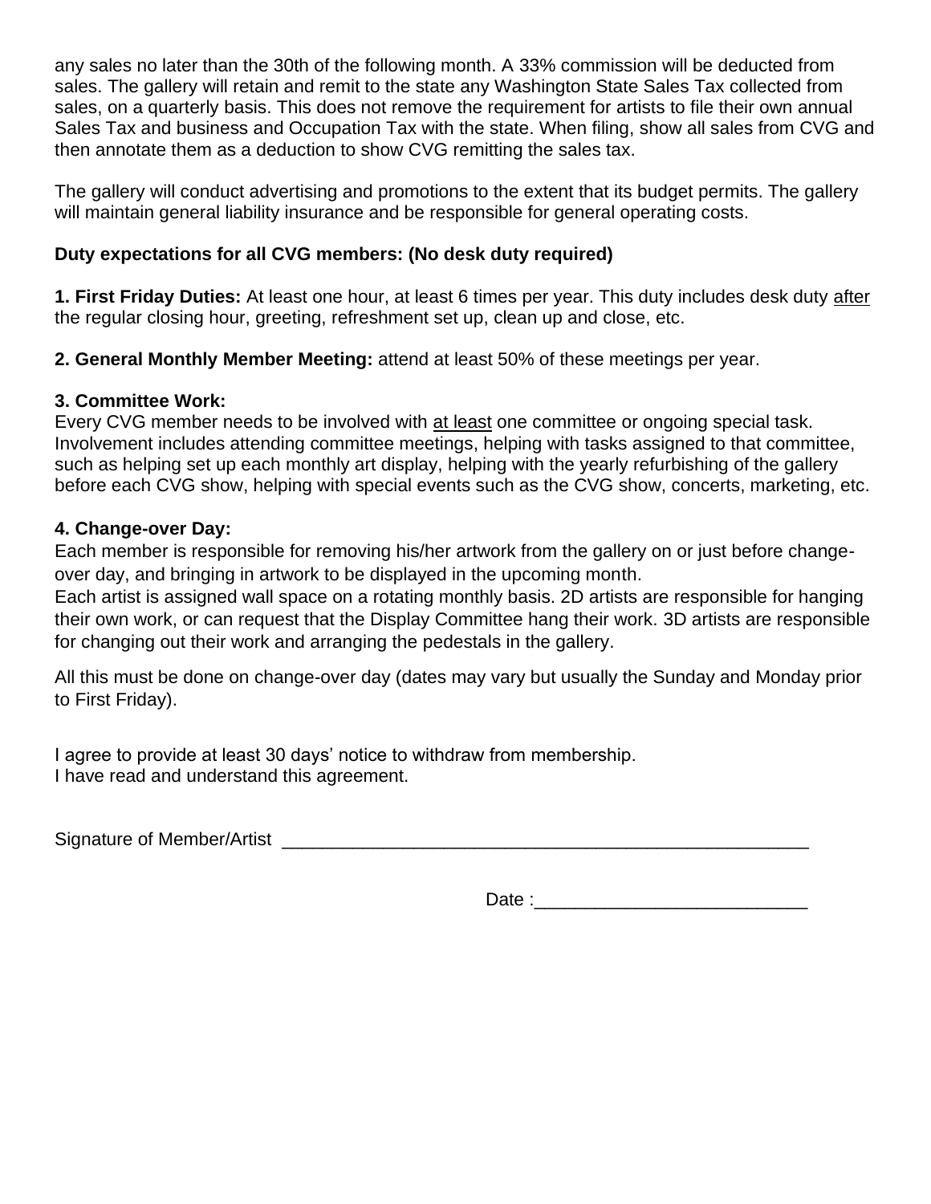any sales no later than the 30th of the following month. A 33% commission will be deducted from sales. The gallery will retain and remit to the state any Washington State Sales Tax collected from sales, on a quarterly basis. This does not remove the requirement for artists to file their own annual Sales Tax and business and Occupation Tax with the state. When filing, show all sales from CVG and then annotate them as a deduction to show CVG remitting the sales tax.

The gallery will conduct advertising and promotions to the extent that its budget permits. The gallery will maintain general liability insurance and be responsible for general operating costs.

**Duty expectations for all CVG members: (No desk duty required)**

**1. First Friday Duties:** At least one hour, at least 6 times per year. This duty includes desk duty after the regular closing hour, greeting, refreshment set up, clean up and close, etc.

**2. General Monthly Member Meeting:** attend at least 50% of these meetings per year.

**3. Committee Work:**
Every CVG member needs to be involved with at least one committee or ongoing special task. Involvement includes attending committee meetings, helping with tasks assigned to that committee, such as helping set up each monthly art display, helping with the yearly refurbishing of the gallery before each CVG show, helping with special events such as the CVG show, concerts, marketing, etc.

**4. Change-over Day:**
Each member is responsible for removing his/her artwork from the gallery on or just before change-over day, and bringing in artwork to be displayed in the upcoming month.
Each artist is assigned wall space on a rotating monthly basis. 2D artists are responsible for hanging their own work, or can request that the Display Committee hang their work. 3D artists are responsible for changing out their work and arranging the pedestals in the gallery.

All this must be done on change-over day (dates may vary but usually the Sunday and Monday prior to First Friday).

I agree to provide at least 30 days' notice to withdraw from membership.
I have read and understand this agreement.

Signature of Member/Artist ______________________________________________________

Date :__________________________